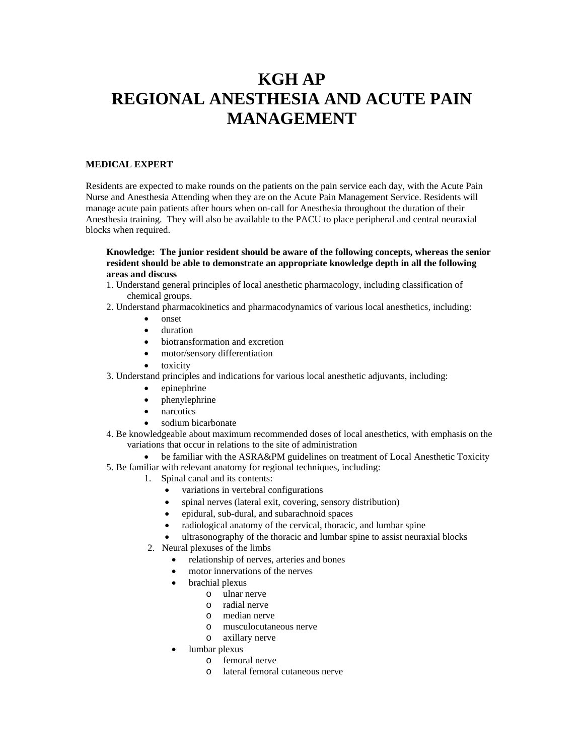# KGH AP
# REGIONAL ANESTHESIA AND ACUTE PAIN MANAGEMENT

**MEDICAL EXPERT**

Residents are expected to make rounds on the patients on the pain service each day, with the Acute Pain Nurse and Anesthesia Attending when they are on the Acute Pain Management Service. Residents will manage acute pain patients after hours when on-call for Anesthesia throughout the duration of their Anesthesia training. They will also be available to the PACU to place peripheral and central neuraxial blocks when required.

**Knowledge: The junior resident should be aware of the following concepts, whereas the senior resident should be able to demonstrate an appropriate knowledge depth in all the following areas and discuss**

1. Understand general principles of local anesthetic pharmacology, including classification of chemical groups.
2. Understand pharmacokinetics and pharmacodynamics of various local anesthetics, including:
   - onset
   - duration
   - biotransformation and excretion
   - motor/sensory differentiation
   - toxicity
3. Understand principles and indications for various local anesthetic adjuvants, including:
   - epinephrine
   - phenylephrine
   - narcotics
   - sodium bicarbonate
4. Be knowledgeable about maximum recommended doses of local anesthetics, with emphasis on the variations that occur in relations to the site of administration
   - be familiar with the ASRA&PM guidelines on treatment of Local Anesthetic Toxicity
5. Be familiar with relevant anatomy for regional techniques, including:
   1. Spinal canal and its contents:
      - variations in vertebral configurations
      - spinal nerves (lateral exit, covering, sensory distribution)
      - epidural, sub-dural, and subarachnoid spaces
      - radiological anatomy of the cervical, thoracic, and lumbar spine
      - ultrasonography of the thoracic and lumbar spine to assist neuraxial blocks
   2. Neural plexuses of the limbs
      - relationship of nerves, arteries and bones
      - motor innervations of the nerves
      - brachial plexus
        - ulnar nerve
        - radial nerve
        - median nerve
        - musculocutaneous nerve
        - axillary nerve
      - lumbar plexus
        - femoral nerve
        - lateral femoral cutaneous nerve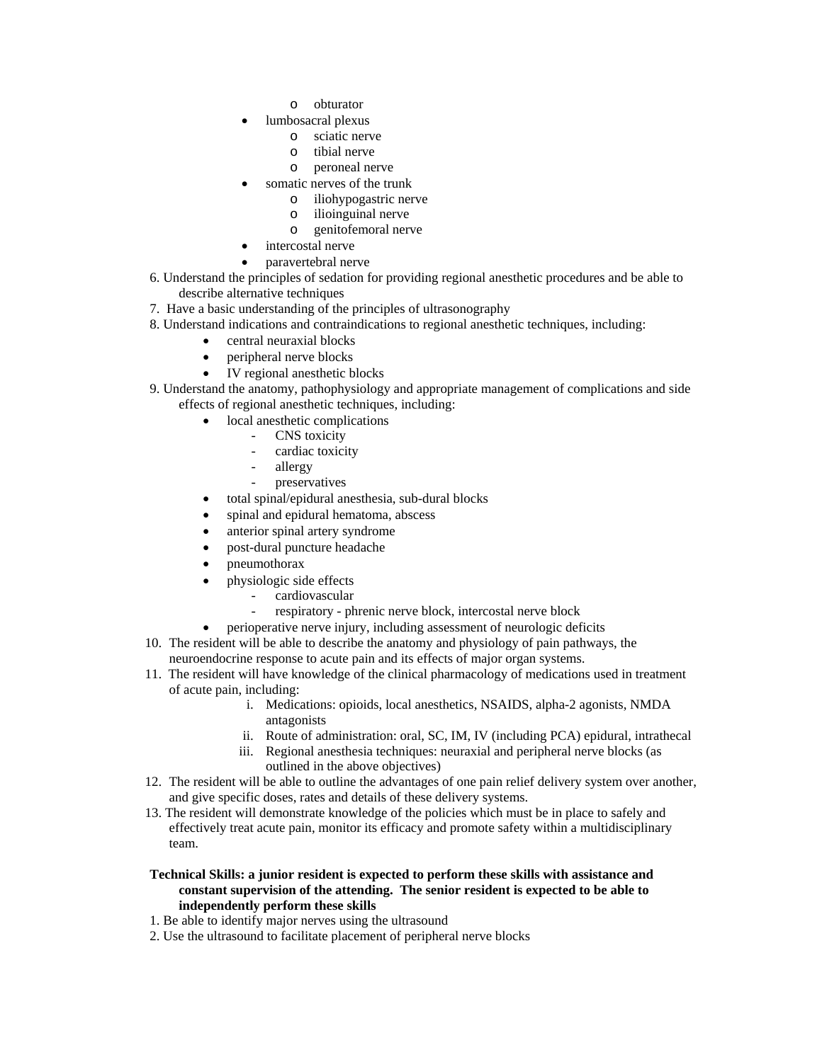- obturator
    - lumbosacral plexus
        - sciatic nerve
        - tibial nerve
        - peroneal nerve
    - somatic nerves of the trunk
        - iliohypogastric nerve
        - ilioinguinal nerve
        - genitofemoral nerve
    - intercostal nerve
    - paravertebral nerve

6. Understand the principles of sedation for providing regional anesthetic procedures and be able to describe alternative techniques
7. Have a basic understanding of the principles of ultrasonography
8. Understand indications and contraindications to regional anesthetic techniques, including:
    - central neuraxial blocks
    - peripheral nerve blocks
    - IV regional anesthetic blocks
9. Understand the anatomy, pathophysiology and appropriate management of complications and side effects of regional anesthetic techniques, including:
    - local anesthetic complications
        - CNS toxicity
        - cardiac toxicity
        - allergy
        - preservatives
    - total spinal/epidural anesthesia, sub-dural blocks
    - spinal and epidural hematoma, abscess
    - anterior spinal artery syndrome
    - post-dural puncture headache
    - pneumothorax
    - physiologic side effects
        - cardiovascular
        - respiratory - phrenic nerve block, intercostal nerve block
    - perioperative nerve injury, including assessment of neurologic deficits
10. The resident will be able to describe the anatomy and physiology of pain pathways, the neuroendocrine response to acute pain and its effects of major organ systems.
11. The resident will have knowledge of the clinical pharmacology of medications used in treatment of acute pain, including:
    i. Medications: opioids, local anesthetics, NSAIDS, alpha-2 agonists, NMDA antagonists
    ii. Route of administration: oral, SC, IM, IV (including PCA) epidural, intrathecal
    iii. Regional anesthesia techniques: neuraxial and peripheral nerve blocks (as outlined in the above objectives)
12. The resident will be able to outline the advantages of one pain relief delivery system over another, and give specific doses, rates and details of these delivery systems.
13. The resident will demonstrate knowledge of the policies which must be in place to safely and effectively treat acute pain, monitor its efficacy and promote safety within a multidisciplinary team.

**Technical Skills: a junior resident is expected to perform these skills with assistance and constant supervision of the attending. The senior resident is expected to be able to independently perform these skills**

1. Be able to identify major nerves using the ultrasound
2. Use the ultrasound to facilitate placement of peripheral nerve blocks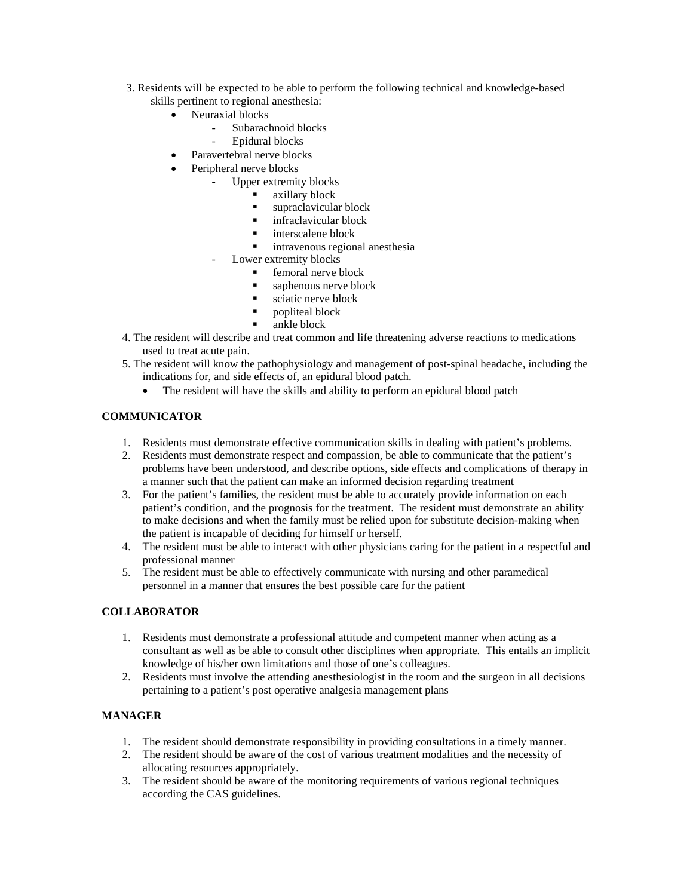3. Residents will be expected to be able to perform the following technical and knowledge-based skills pertinent to regional anesthesia:
   - Neuraxial blocks
     - Subarachnoid blocks
     - Epidural blocks
   - Paravertebral nerve blocks
   - Peripheral nerve blocks
     - Upper extremity blocks
       - axillary block
       - supraclavicular block
       - infraclavicular block
       - interscalene block
       - intravenous regional anesthesia
     - Lower extremity blocks
       - femoral nerve block
       - saphenous nerve block
       - sciatic nerve block
       - popliteal block
       - ankle block
4. The resident will describe and treat common and life threatening adverse reactions to medications used to treat acute pain.
5. The resident will know the pathophysiology and management of post-spinal headache, including the indications for, and side effects of, an epidural blood patch.
   - The resident will have the skills and ability to perform an epidural blood patch

**COMMUNICATOR**

1. Residents must demonstrate effective communication skills in dealing with patient's problems.
2. Residents must demonstrate respect and compassion, be able to communicate that the patient's problems have been understood, and describe options, side effects and complications of therapy in a manner such that the patient can make an informed decision regarding treatment
3. For the patient's families, the resident must be able to accurately provide information on each patient's condition, and the prognosis for the treatment. The resident must demonstrate an ability to make decisions and when the family must be relied upon for substitute decision-making when the patient is incapable of deciding for himself or herself.
4. The resident must be able to interact with other physicians caring for the patient in a respectful and professional manner
5. The resident must be able to effectively communicate with nursing and other paramedical personnel in a manner that ensures the best possible care for the patient

**COLLABORATOR**

1. Residents must demonstrate a professional attitude and competent manner when acting as a consultant as well as be able to consult other disciplines when appropriate. This entails an implicit knowledge of his/her own limitations and those of one's colleagues.
2. Residents must involve the attending anesthesiologist in the room and the surgeon in all decisions pertaining to a patient's post operative analgesia management plans

**MANAGER**

1. The resident should demonstrate responsibility in providing consultations in a timely manner.
2. The resident should be aware of the cost of various treatment modalities and the necessity of allocating resources appropriately.
3. The resident should be aware of the monitoring requirements of various regional techniques according the CAS guidelines.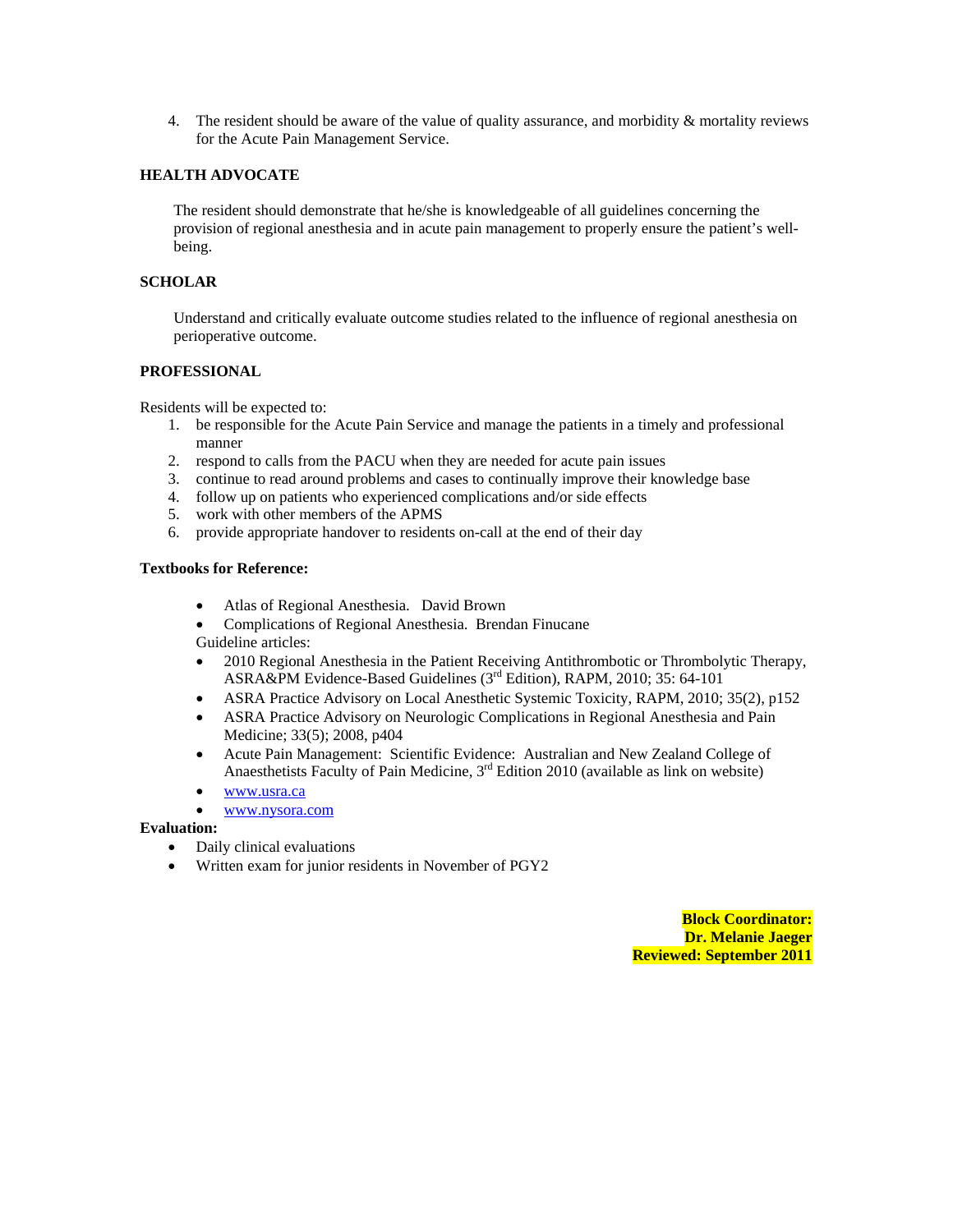4. The resident should be aware of the value of quality assurance, and morbidity & mortality reviews for the Acute Pain Management Service.

**HEALTH ADVOCATE**

The resident should demonstrate that he/she is knowledgeable of all guidelines concerning the provision of regional anesthesia and in acute pain management to properly ensure the patient's well-being.

**SCHOLAR**

Understand and critically evaluate outcome studies related to the influence of regional anesthesia on perioperative outcome.

**PROFESSIONAL**

Residents will be expected to:

1. be responsible for the Acute Pain Service and manage the patients in a timely and professional manner
2. respond to calls from the PACU when they are needed for acute pain issues
3. continue to read around problems and cases to continually improve their knowledge base
4. follow up on patients who experienced complications and/or side effects
5. work with other members of the APMS
6. provide appropriate handover to residents on-call at the end of their day

**Textbooks for Reference:**

- Atlas of Regional Anesthesia. David Brown
- Complications of Regional Anesthesia. Brendan Finucane

Guideline articles:

- 2010 Regional Anesthesia in the Patient Receiving Antithrombotic or Thrombolytic Therapy, ASRA&PM Evidence-Based Guidelines (3rd Edition), RAPM, 2010; 35: 64-101
- ASRA Practice Advisory on Local Anesthetic Systemic Toxicity, RAPM, 2010; 35(2), p152
- ASRA Practice Advisory on Neurologic Complications in Regional Anesthesia and Pain Medicine; 33(5); 2008, p404
- Acute Pain Management: Scientific Evidence: Australian and New Zealand College of Anaesthetists Faculty of Pain Medicine, 3rd Edition 2010 (available as link on website)
- www.usra.ca
- www.nysora.com

**Evaluation:**

- Daily clinical evaluations
- Written exam for junior residents in November of PGY2

**Block Coordinator:**
**Dr. Melanie Jaeger**
**Reviewed: September 2011**